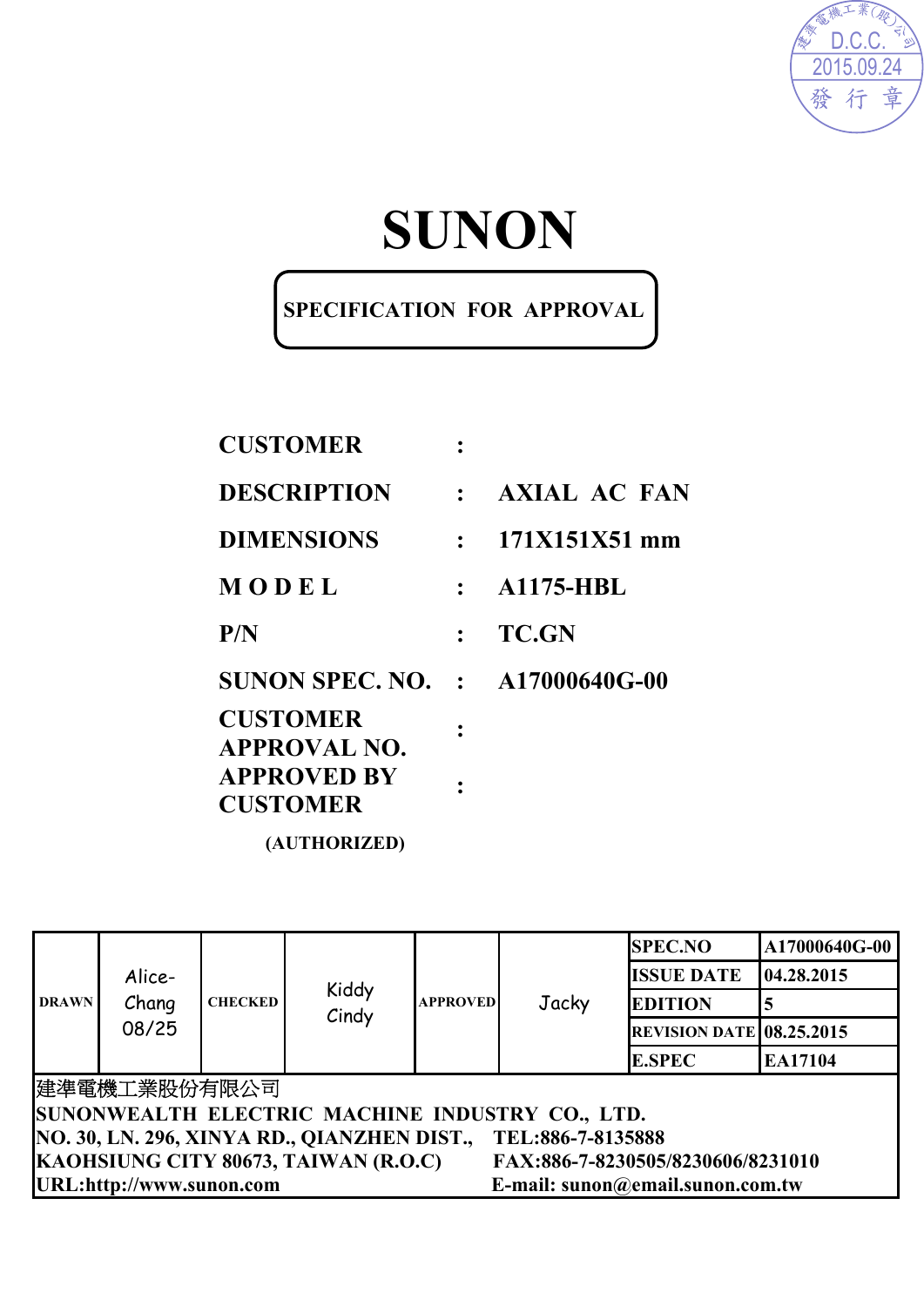建準電機工業(股)公司
D.C.C.
2015.09.24
發 行 章

# SUNON

**SPECIFICATION FOR APPROVAL**

| | | |
|---|---|---|
| **CUSTOMER** | : | |
| **DESCRIPTION** | : | **AXIAL AC FAN** |
| **DIMENSIONS** | : | **171X151X51 mm** |
| **M O D E L** | : | **A1175-HBL** |
| **P/N** | : | **TC.GN** |
| **SUNON SPEC. NO.** | : | **A17000640G-00** |
| **CUSTOMER APPROVAL NO.** | : | |
| **APPROVED BY CUSTOMER (AUTHORIZED)** | : | |

| DRAWN | Alice-Chang 08/25 | CHECKED | Kiddy Cindy | APPROVED | Jacky | SPEC.NO | A17000640G-00 |
|---|---|---|---|---|---|---|---|
| | | | | | | ISSUE DATE | 04.28.2015 |
| | | | | | | EDITION | 5 |
| | | | | | | REVISION DATE | 08.25.2015 |
| | | | | | | E.SPEC | EA17104 |

建準電機工業股份有限公司
**SUNONWEALTH ELECTRIC MACHINE INDUSTRY CO., LTD.**
**NO. 30, LN. 296, XINYA RD., QIANZHEN DIST., TEL:886-7-8135888**
**KAOHSIUNG CITY 80673, TAIWAN (R.O.C) FAX:886-7-8230505/8230606/8231010**
**URL:http://www.sunon.com E-mail: sunon@email.sunon.com.tw**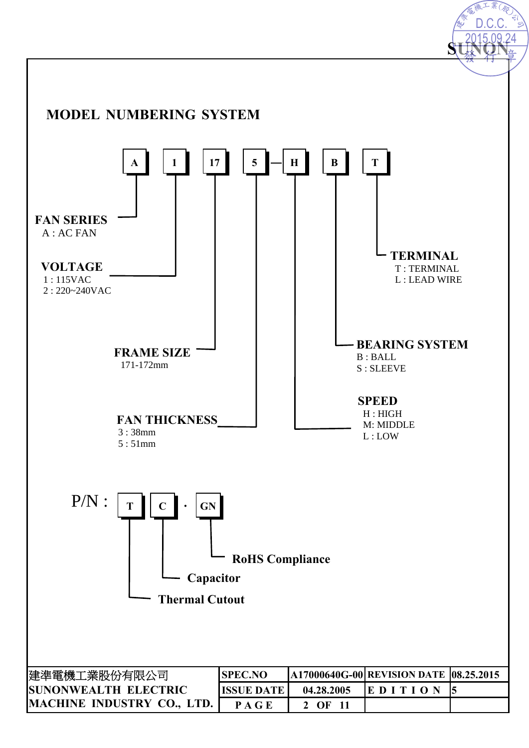## MODEL NUMBERING SYSTEM

**A 1 17 5 — H B T**

**FAN SERIES**
A : AC FAN

**VOLTAGE**
1 : 115VAC
2 : 220~240VAC

**FRAME SIZE**
171-172mm

**FAN THICKNESS**
3 : 38mm
5 : 51mm

**SPEED**
H : HIGH
M: MIDDLE
L : LOW

**BEARING SYSTEM**
B : BALL
S : SLEEVE

**TERMINAL**
T : TERMINAL
L : LEAD WIRE

P/N : **T C · GN**

- **T**: **Thermal Cutout**
- **C**: **Capacitor**
- **GN**: **RoHS Compliance**

| 建準電機工業股份有限公司 SUNONWEALTH ELECTRIC MACHINE INDUSTRY CO., LTD. | SPEC.NO | A17000640G-00 | REVISION DATE | 08.25.2015 |
|---|---|---|---|---|
| | ISSUE DATE | 04.28.2005 | EDITION | 5 |
| | PAGE | 2 OF 11 | | |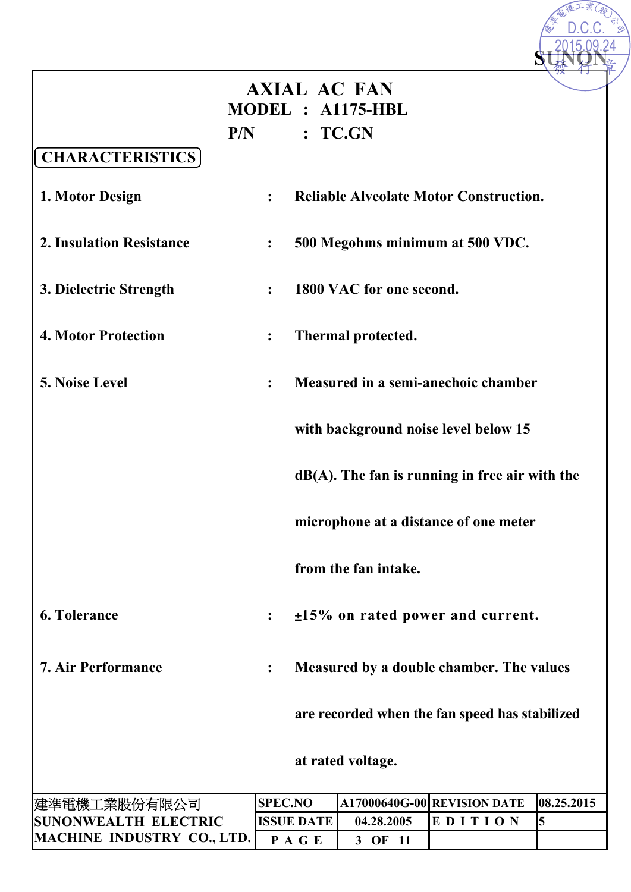# AXIAL AC FAN

**MODEL : A1175-HBL**

**P/N : TC.GN**

## CHARACTERISTICS

1. **Motor Design** : Reliable Alveolate Motor Construction.

2. **Insulation Resistance** : 500 Megohms minimum at 500 VDC.

3. **Dielectric Strength** : 1800 VAC for one second.

4. **Motor Protection** : Thermal protected.

5. **Noise Level** : Measured in a semi-anechoic chamber with background noise level below 15 dB(A). The fan is running in free air with the microphone at a distance of one meter from the fan intake.

6. **Tolerance** : ±15% on rated power and current.

7. **Air Performance** : Measured by a double chamber. The values are recorded when the fan speed has stabilized at rated voltage.

| 建準電機工業股份有限公司 SUNONWEALTH ELECTRIC MACHINE INDUSTRY CO., LTD. | SPEC.NO | A17000640G-00 | REVISION DATE | 08.25.2015 |
|---|---|---|---|---|
| | ISSUE DATE | 04.28.2005 | EDITION | 5 |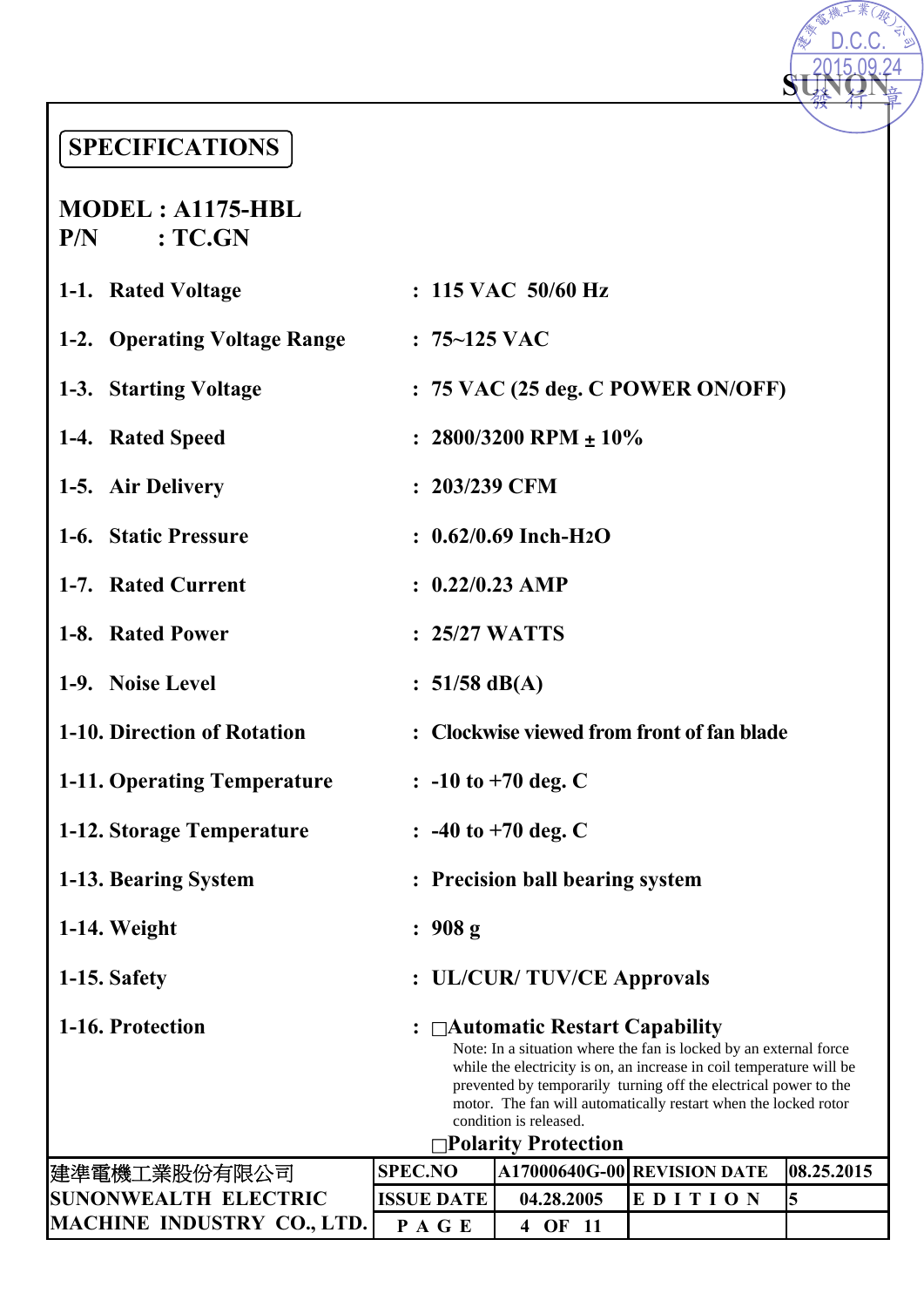## SPECIFICATIONS

**MODEL : A1175-HBL**
**P/N : TC.GN**

| | | |
|---|---|---|
| 1-1. | Rated Voltage | : 115 VAC 50/60 Hz |
| 1-2. | Operating Voltage Range | : 75~125 VAC |
| 1-3. | Starting Voltage | : 75 VAC (25 deg. C POWER ON/OFF) |
| 1-4. | Rated Speed | : 2800/3200 RPM ± 10% |
| 1-5. | Air Delivery | : 203/239 CFM |
| 1-6. | Static Pressure | : 0.62/0.69 Inch-$H_2O$ |
| 1-7. | Rated Current | : 0.22/0.23 AMP |
| 1-8. | Rated Power | : 25/27 WATTS |
| 1-9. | Noise Level | : 51/58 dB(A) |
| 1-10. | Direction of Rotation | : Clockwise viewed from front of fan blade |
| 1-11. | Operating Temperature | : -10 to +70 deg. C |
| 1-12. | Storage Temperature | : -40 to +70 deg. C |
| 1-13. | Bearing System | : Precision ball bearing system |
| 1-14. | Weight | : 908 g |
| 1-15. | Safety | : UL/CUR/ TUV/CE Approvals |
| 1-16. | Protection | : □Automatic Restart Capability |

Note: In a situation where the fan is locked by an external force while the electricity is on, an increase in coil temperature will be prevented by temporarily turning off the electrical power to the motor. The fan will automatically restart when the locked rotor condition is released.

□Polarity Protection

| 建準電機工業股份有限公司 SUNONWEALTH ELECTRIC MACHINE INDUSTRY CO., LTD. | SPEC.NO | A17000640G-00 | REVISION DATE | 08.25.2015 |
|---|---|---|---|---|
| | ISSUE DATE | 04.28.2005 | EDITION | 5 |
| | PAGE | 4 OF 11 | | |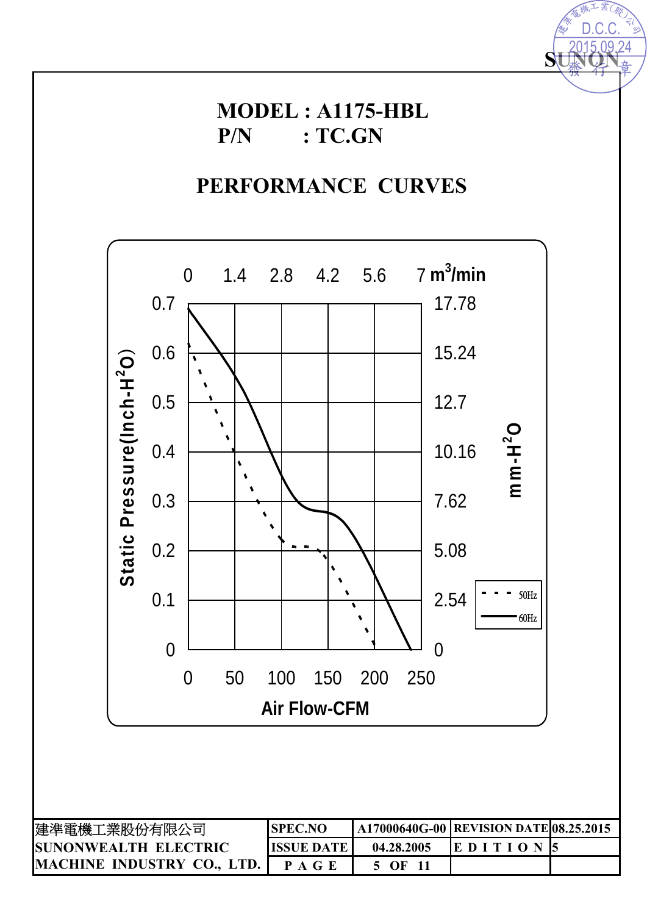**MODEL : A1175-HBL**
**P/N : TC.GN**

## PERFORMANCE CURVES

Static Pressure(Inch-$H^2O$)

Air Flow-CFM

$m^3$/min

mm-$H^2O$

50Hz

60Hz

| 建準電機工業股份有限公司 | SPEC.NO | A17000640G-00 | REVISION DATE | 08.25.2015 |
|---|---|---|---|---|
| SUNONWEALTH ELECTRIC | ISSUE DATE | 04.28.2005 | E D I T I O N | 5 |
| MACHINE INDUSTRY CO., LTD. | P A G E | 5 OF 11 | | |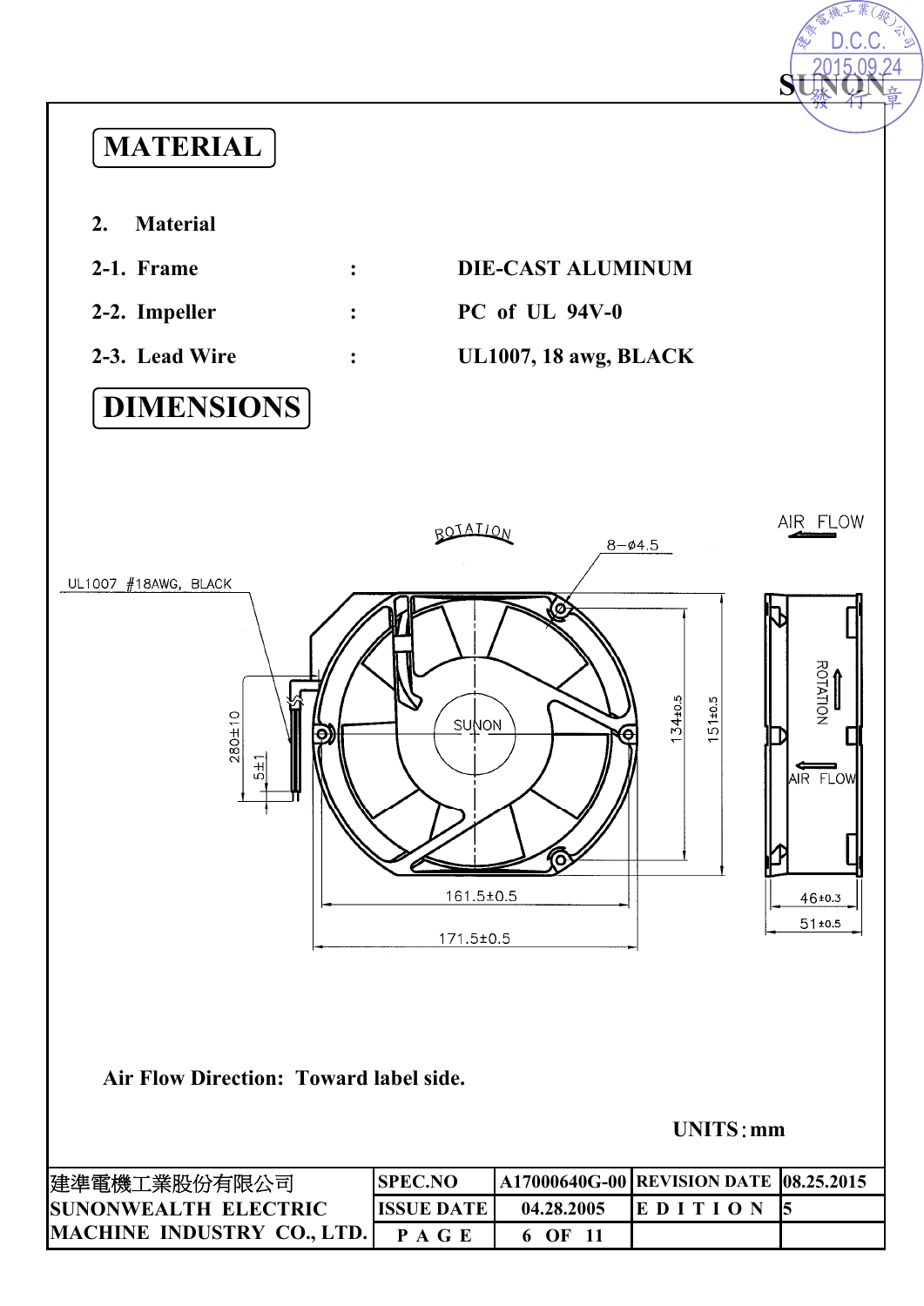# MATERIAL

**2. Material**

| | | |
|---|---|---|
| **2-1. Frame** | **:** | **DIE-CAST ALUMINUM** |
| **2-2. Impeller** | **:** | **PC of UL 94V-0** |
| **2-3. Lead Wire** | **:** | **UL1007, 18 awg, BLACK** |

# DIMENSIONS

**Air Flow Direction: Toward label side.**

**UNITS：mm**

| 建準電機工業股份有限公司 SUNONWEALTH ELECTRIC MACHINE INDUSTRY CO., LTD. | SPEC.NO | A17000640G-00 | REVISION DATE | 08.25.2015 |
|---|---|---|---|---|
| | ISSUE DATE | 04.28.2005 | E D I T I O N | 5 |
| | P A G E | 6 OF 11 | | |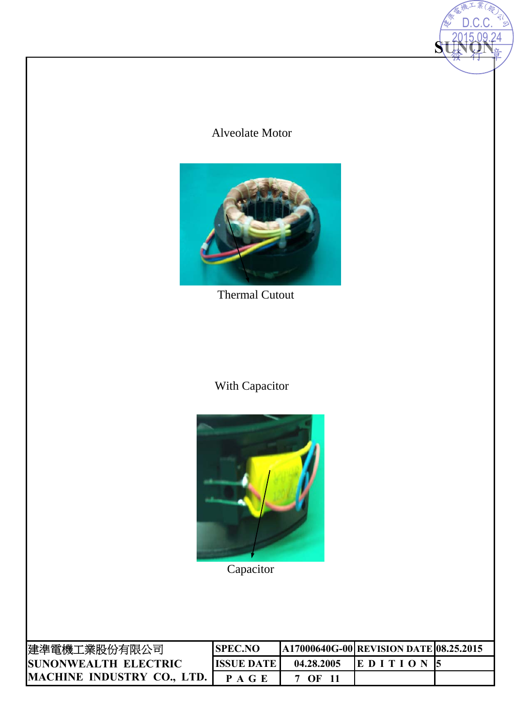Alveolate Motor

Thermal Cutout

With Capacitor

Capacitor

| 建準電機工業股份有限公司 SUNONWEALTH ELECTRIC MACHINE INDUSTRY CO., LTD. | SPEC.NO | A17000640G-00 | REVISION DATE | 08.25.2015 |
|---|---|---|---|---|
| | ISSUE DATE | 04.28.2005 | EDITION | 5 |
| | PAGE | 7 OF 11 | | |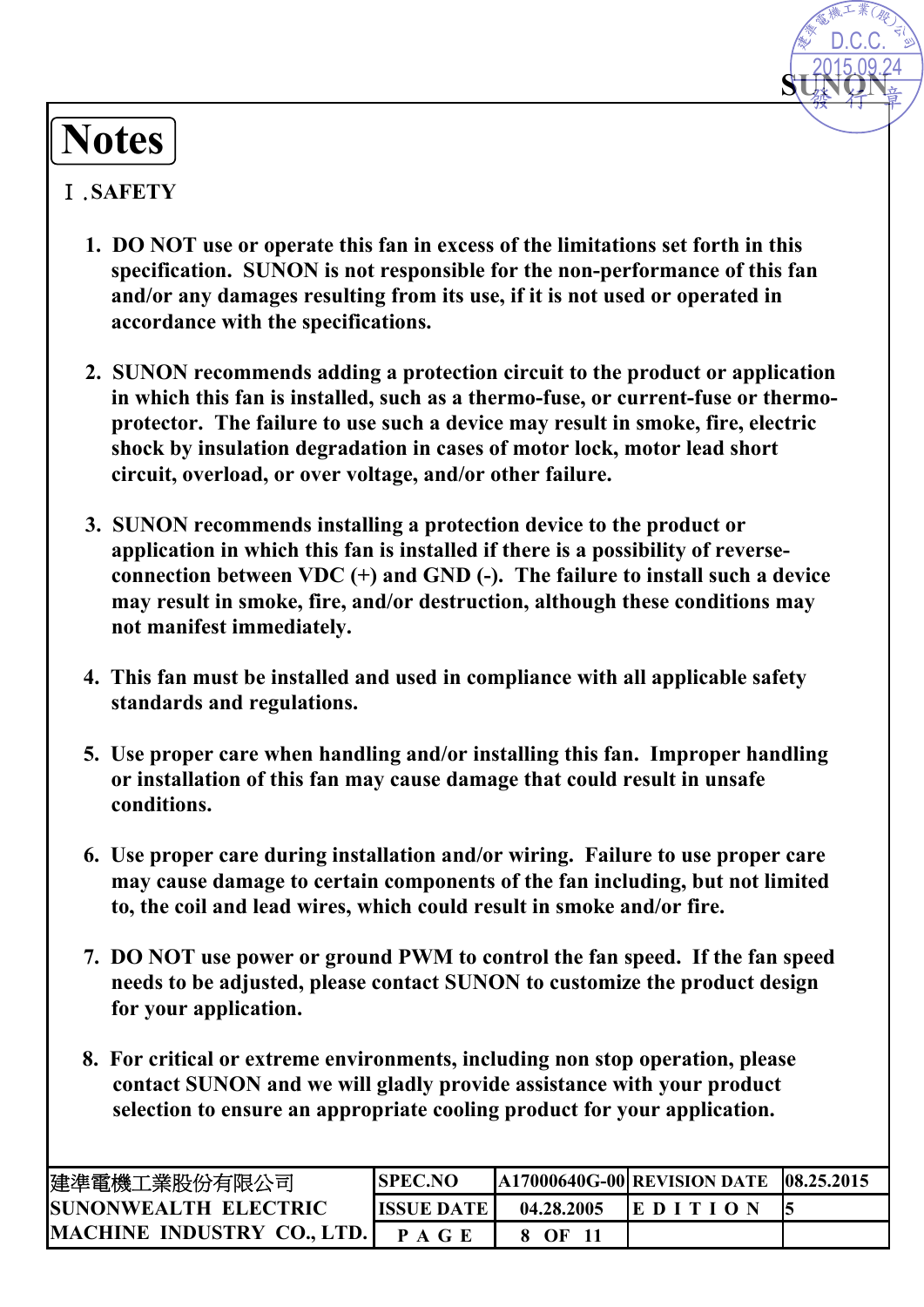# Notes

## Ⅰ.SAFETY

1. DO NOT use or operate this fan in excess of the limitations set forth in this specification. SUNON is not responsible for the non-performance of this fan and/or any damages resulting from its use, if it is not used or operated in accordance with the specifications.

2. SUNON recommends adding a protection circuit to the product or application in which this fan is installed, such as a thermo-fuse, or current-fuse or thermo-protector. The failure to use such a device may result in smoke, fire, electric shock by insulation degradation in cases of motor lock, motor lead short circuit, overload, or over voltage, and/or other failure.

3. SUNON recommends installing a protection device to the product or application in which this fan is installed if there is a possibility of reverse-connection between VDC (+) and GND (-). The failure to install such a device may result in smoke, fire, and/or destruction, although these conditions may not manifest immediately.

4. This fan must be installed and used in compliance with all applicable safety standards and regulations.

5. Use proper care when handling and/or installing this fan. Improper handling or installation of this fan may cause damage that could result in unsafe conditions.

6. Use proper care during installation and/or wiring. Failure to use proper care may cause damage to certain components of the fan including, but not limited to, the coil and lead wires, which could result in smoke and/or fire.

7. DO NOT use power or ground PWM to control the fan speed. If the fan speed needs to be adjusted, please contact SUNON to customize the product design for your application.

8. For critical or extreme environments, including non stop operation, please contact SUNON and we will gladly provide assistance with your product selection to ensure an appropriate cooling product for your application.

| 建準電機工業股份有限公司 SUNONWEALTH ELECTRIC MACHINE INDUSTRY CO., LTD. | SPEC.NO | A17000640G-00 | REVISION DATE | 08.25.2015 |
|---|---|---|---|---|
| | ISSUE DATE | 04.28.2005 | EDITION | 5 |
| | PAGE | 8 OF 11 | | |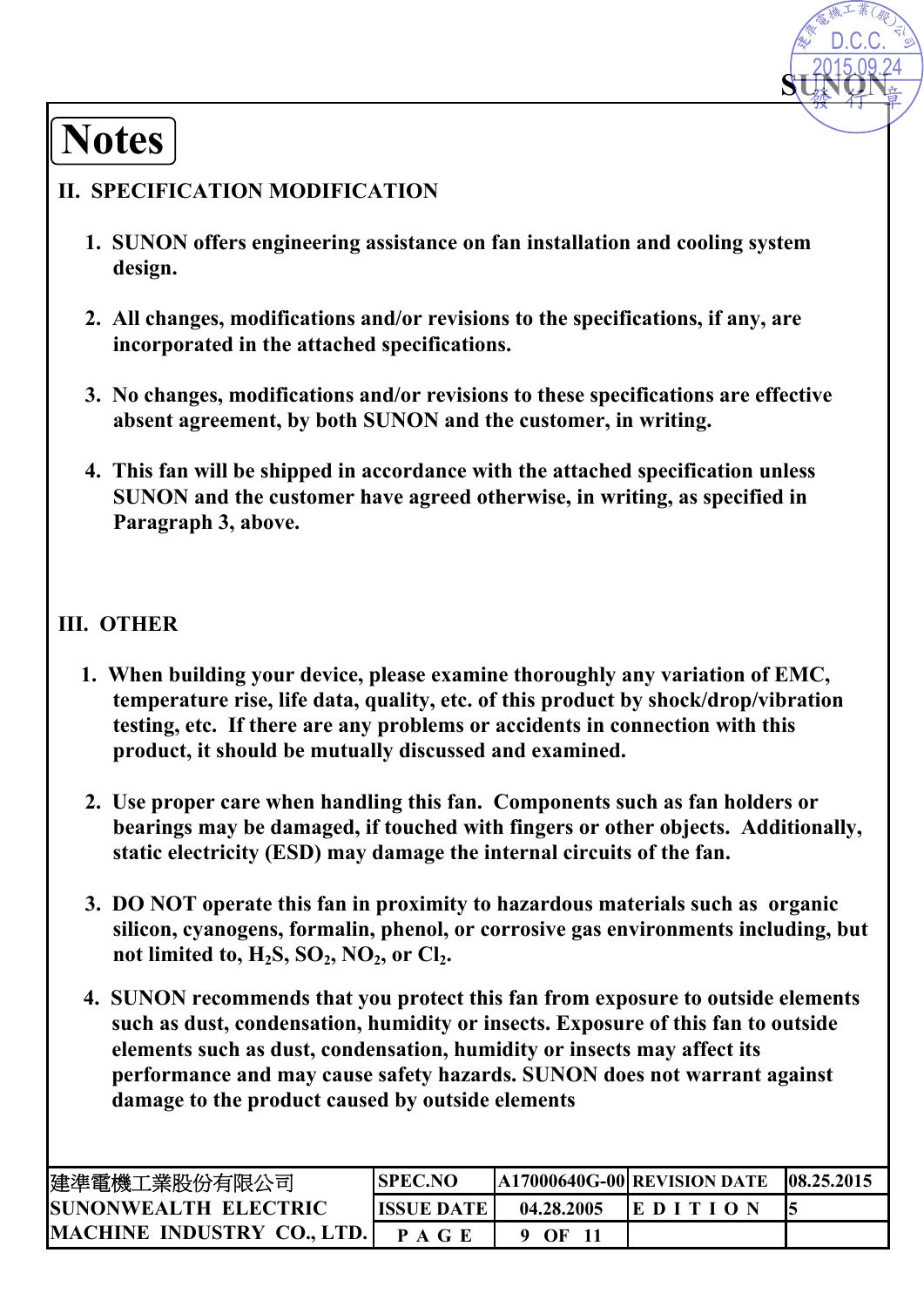# Notes

## II. SPECIFICATION MODIFICATION

1. SUNON offers engineering assistance on fan installation and cooling system design.

2. All changes, modifications and/or revisions to the specifications, if any, are incorporated in the attached specifications.

3. No changes, modifications and/or revisions to these specifications are effective absent agreement, by both SUNON and the customer, in writing.

4. This fan will be shipped in accordance with the attached specification unless SUNON and the customer have agreed otherwise, in writing, as specified in Paragraph 3, above.

## III. OTHER

1. When building your device, please examine thoroughly any variation of EMC, temperature rise, life data, quality, etc. of this product by shock/drop/vibration testing, etc. If there are any problems or accidents in connection with this product, it should be mutually discussed and examined.

2. Use proper care when handling this fan. Components such as fan holders or bearings may be damaged, if touched with fingers or other objects. Additionally, static electricity (ESD) may damage the internal circuits of the fan.

3. DO NOT operate this fan in proximity to hazardous materials such as organic silicon, cyanogens, formalin, phenol, or corrosive gas environments including, but not limited to, $H_2S$, $SO_2$, $NO_2$, or $Cl_2$.

4. SUNON recommends that you protect this fan from exposure to outside elements such as dust, condensation, humidity or insects. Exposure of this fan to outside elements such as dust, condensation, humidity or insects may affect its performance and may cause safety hazards. SUNON does not warrant against damage to the product caused by outside elements

| 建準電機工業股份有限公司 SUNONWEALTH ELECTRIC MACHINE INDUSTRY CO., LTD. | SPEC.NO | A17000640G-00 | REVISION DATE | 08.25.2015 |
|---|---|---|---|---|
| | ISSUE DATE | 04.28.2005 | EDITION | 5 |
| | PAGE | 9 OF 11 | | |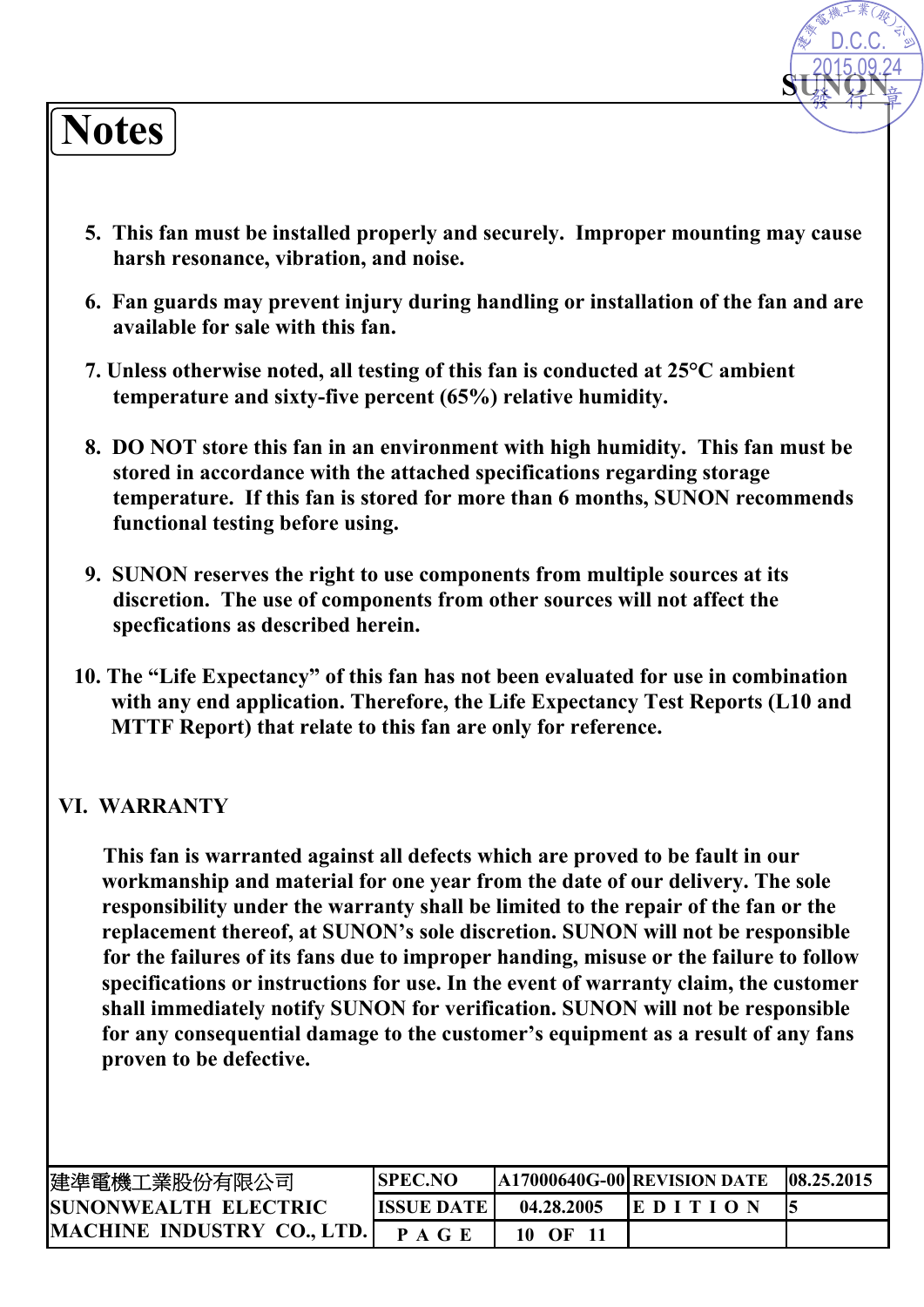# Notes

5. This fan must be installed properly and securely. Improper mounting may cause harsh resonance, vibration, and noise.

6. Fan guards may prevent injury during handling or installation of the fan and are available for sale with this fan.

7. Unless otherwise noted, all testing of this fan is conducted at 25°C ambient temperature and sixty-five percent (65%) relative humidity.

8. DO NOT store this fan in an environment with high humidity. This fan must be stored in accordance with the attached specifications regarding storage temperature. If this fan is stored for more than 6 months, SUNON recommends functional testing before using.

9. SUNON reserves the right to use components from multiple sources at its discretion. The use of components from other sources will not affect the specfications as described herein.

10. The "Life Expectancy" of this fan has not been evaluated for use in combination with any end application. Therefore, the Life Expectancy Test Reports (L10 and MTTF Report) that relate to this fan are only for reference.

## VI. WARRANTY

This fan is warranted against all defects which are proved to be fault in our workmanship and material for one year from the date of our delivery. The sole responsibility under the warranty shall be limited to the repair of the fan or the replacement thereof, at SUNON's sole discretion. SUNON will not be responsible for the failures of its fans due to improper handing, misuse or the failure to follow specifications or instructions for use. In the event of warranty claim, the customer shall immediately notify SUNON for verification. SUNON will not be responsible for any consequential damage to the customer's equipment as a result of any fans proven to be defective.

| 建準電機工業股份有限公司 SUNONWEALTH ELECTRIC MACHINE INDUSTRY CO., LTD. | SPEC.NO | A17000640G-00 | REVISION DATE | 08.25.2015 |
|---|---|---|---|---|
| | ISSUE DATE | 04.28.2005 | EDITION | 5 |
| | PAGE | 10 OF 11 | | |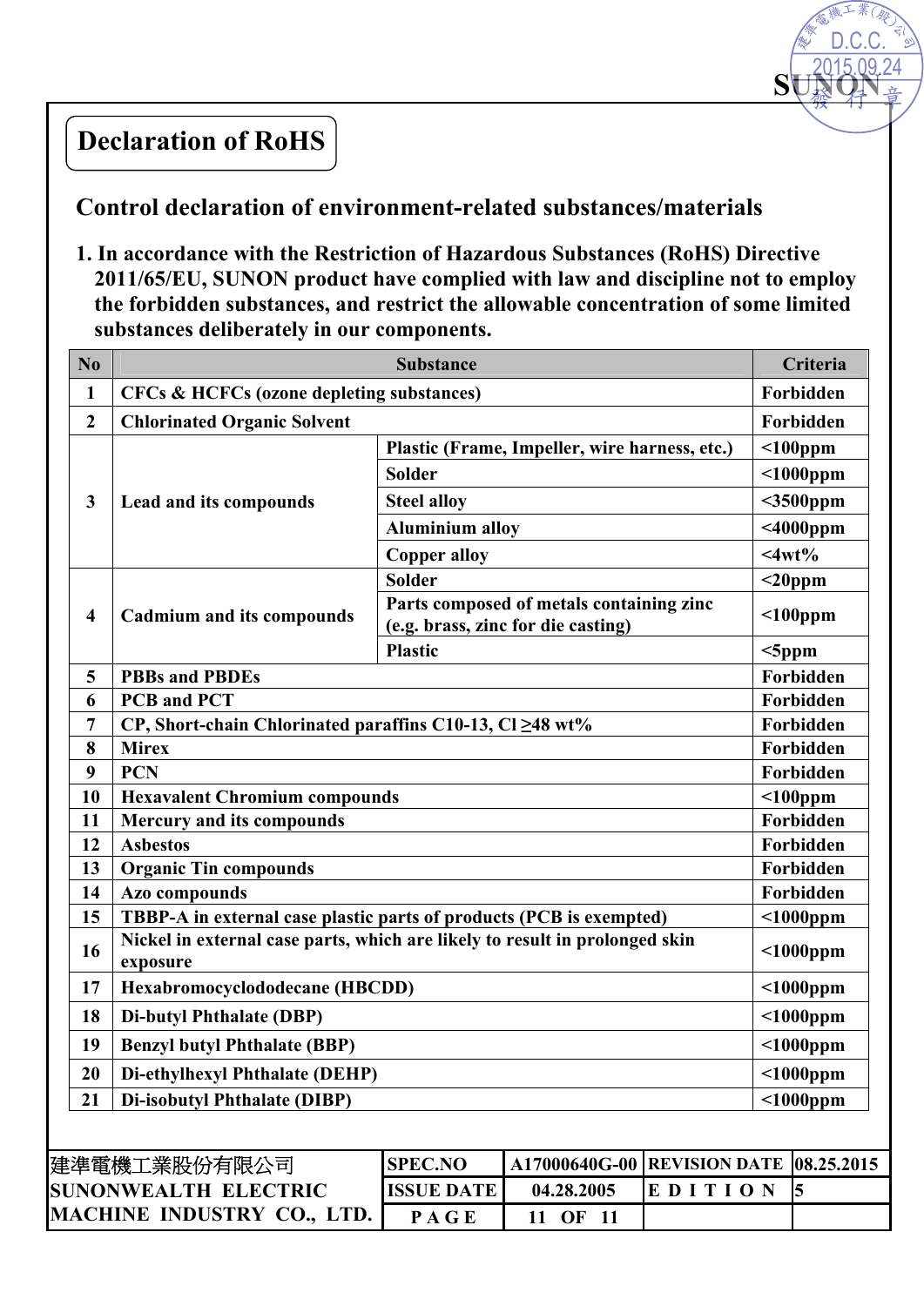# Declaration of RoHS

## Control declaration of environment-related substances/materials

1. In accordance with the Restriction of Hazardous Substances (RoHS) Directive 2011/65/EU, SUNON product have complied with law and discipline not to employ the forbidden substances, and restrict the allowable concentration of some limited substances deliberately in our components.

| No | Substance | | Criteria |
|---|---|---|---|
| 1 | CFCs & HCFCs (ozone depleting substances) | | Forbidden |
| 2 | Chlorinated Organic Solvent | | Forbidden |
| 3 | Lead and its compounds | Plastic (Frame, Impeller, wire harness, etc.) | <100ppm |
| | | Solder | <1000ppm |
| | | Steel alloy | <3500ppm |
| | | Aluminium alloy | <4000ppm |
| | | Copper alloy | <4wt% |
| 4 | Cadmium and its compounds | Solder | <20ppm |
| | | Parts composed of metals containing zinc (e.g. brass, zinc for die casting) | <100ppm |
| | | Plastic | <5ppm |
| 5 | PBBs and PBDEs | | Forbidden |
| 6 | PCB and PCT | | Forbidden |
| 7 | CP, Short-chain Chlorinated paraffins C10-13, Cl ≥48 wt% | | Forbidden |
| 8 | Mirex | | Forbidden |
| 9 | PCN | | Forbidden |
| 10 | Hexavalent Chromium compounds | | <100ppm |
| 11 | Mercury and its compounds | | Forbidden |
| 12 | Asbestos | | Forbidden |
| 13 | Organic Tin compounds | | Forbidden |
| 14 | Azo compounds | | Forbidden |
| 15 | TBBP-A in external case plastic parts of products (PCB is exempted) | | <1000ppm |
| 16 | Nickel in external case parts, which are likely to result in prolonged skin exposure | | <1000ppm |
| 17 | Hexabromocyclododecane (HBCDD) | | <1000ppm |
| 18 | Di-butyl Phthalate (DBP) | | <1000ppm |
| 19 | Benzyl butyl Phthalate (BBP) | | <1000ppm |
| 20 | Di-ethylhexyl Phthalate (DEHP) | | <1000ppm |
| 21 | Di-isobutyl Phthalate (DIBP) | | <1000ppm |

| 建準電機工業股份有限公司 SUNONWEALTH ELECTRIC MACHINE INDUSTRY CO., LTD. | SPEC.NO | A17000640G-00 | REVISION DATE | 08.25.2015 |
|---|---|---|---|---|
| | ISSUE DATE | 04.28.2005 | EDITION | 5 |